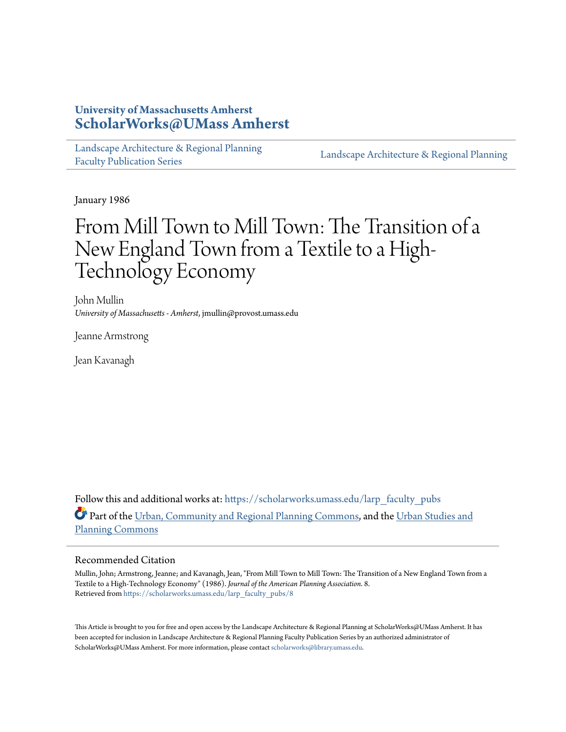University of Massachusetts Amherst
**ScholarWorks@UMass Amherst**

Landscape Architecture & Regional Planning Faculty Publication Series

Landscape Architecture & Regional Planning

January 1986

# From Mill Town to Mill Town: The Transition of a New England Town from a Textile to a High-Technology Economy

John Mullin
*University of Massachusetts - Amherst*, jmullin@provost.umass.edu

Jeanne Armstrong

Jean Kavanagh

Follow this and additional works at: https://scholarworks.umass.edu/larp_faculty_pubs

Part of the Urban, Community and Regional Planning Commons, and the Urban Studies and Planning Commons

## Recommended Citation

Mullin, John; Armstrong, Jeanne; and Kavanagh, Jean, "From Mill Town to Mill Town: The Transition of a New England Town from a Textile to a High-Technology Economy" (1986). *Journal of the American Planning Association*. 8.
Retrieved from https://scholarworks.umass.edu/larp_faculty_pubs/8

This Article is brought to you for free and open access by the Landscape Architecture & Regional Planning at ScholarWorks@UMass Amherst. It has been accepted for inclusion in Landscape Architecture & Regional Planning Faculty Publication Series by an authorized administrator of ScholarWorks@UMass Amherst. For more information, please contact scholarworks@library.umass.edu.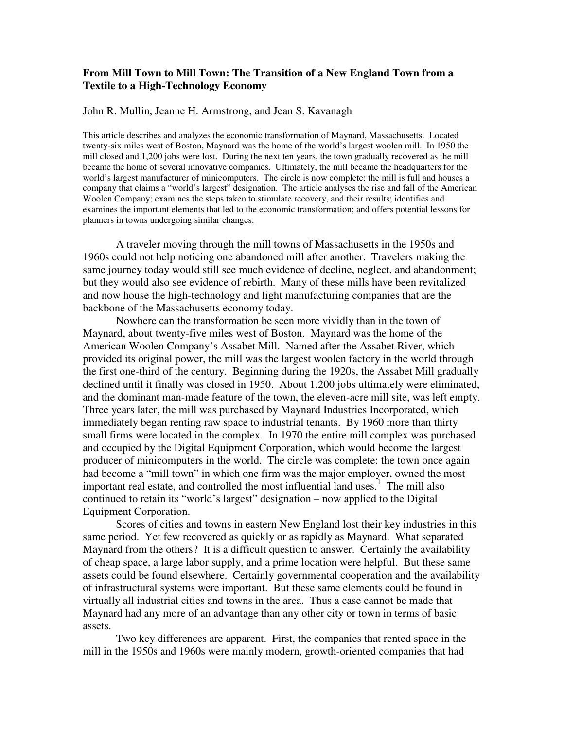**From Mill Town to Mill Town: The Transition of a New England Town from a Textile to a High-Technology Economy**

John R. Mullin, Jeanne H. Armstrong, and Jean S. Kavanagh

This article describes and analyzes the economic transformation of Maynard, Massachusetts. Located twenty-six miles west of Boston, Maynard was the home of the world's largest woolen mill. In 1950 the mill closed and 1,200 jobs were lost. During the next ten years, the town gradually recovered as the mill became the home of several innovative companies. Ultimately, the mill became the headquarters for the world's largest manufacturer of minicomputers. The circle is now complete: the mill is full and houses a company that claims a "world's largest" designation. The article analyses the rise and fall of the American Woolen Company; examines the steps taken to stimulate recovery, and their results; identifies and examines the important elements that led to the economic transformation; and offers potential lessons for planners in towns undergoing similar changes.

A traveler moving through the mill towns of Massachusetts in the 1950s and 1960s could not help noticing one abandoned mill after another. Travelers making the same journey today would still see much evidence of decline, neglect, and abandonment; but they would also see evidence of rebirth. Many of these mills have been revitalized and now house the high-technology and light manufacturing companies that are the backbone of the Massachusetts economy today.

Nowhere can the transformation be seen more vividly than in the town of Maynard, about twenty-five miles west of Boston. Maynard was the home of the American Woolen Company's Assabet Mill. Named after the Assabet River, which provided its original power, the mill was the largest woolen factory in the world through the first one-third of the century. Beginning during the 1920s, the Assabet Mill gradually declined until it finally was closed in 1950. About 1,200 jobs ultimately were eliminated, and the dominant man-made feature of the town, the eleven-acre mill site, was left empty. Three years later, the mill was purchased by Maynard Industries Incorporated, which immediately began renting raw space to industrial tenants. By 1960 more than thirty small firms were located in the complex. In 1970 the entire mill complex was purchased and occupied by the Digital Equipment Corporation, which would become the largest producer of minicomputers in the world. The circle was complete: the town once again had become a "mill town" in which one firm was the major employer, owned the most important real estate, and controlled the most influential land uses.[1] The mill also continued to retain its "world's largest" designation – now applied to the Digital Equipment Corporation.

Scores of cities and towns in eastern New England lost their key industries in this same period. Yet few recovered as quickly or as rapidly as Maynard. What separated Maynard from the others? It is a difficult question to answer. Certainly the availability of cheap space, a large labor supply, and a prime location were helpful. But these same assets could be found elsewhere. Certainly governmental cooperation and the availability of infrastructural systems were important. But these same elements could be found in virtually all industrial cities and towns in the area. Thus a case cannot be made that Maynard had any more of an advantage than any other city or town in terms of basic assets.

Two key differences are apparent. First, the companies that rented space in the mill in the 1950s and 1960s were mainly modern, growth-oriented companies that had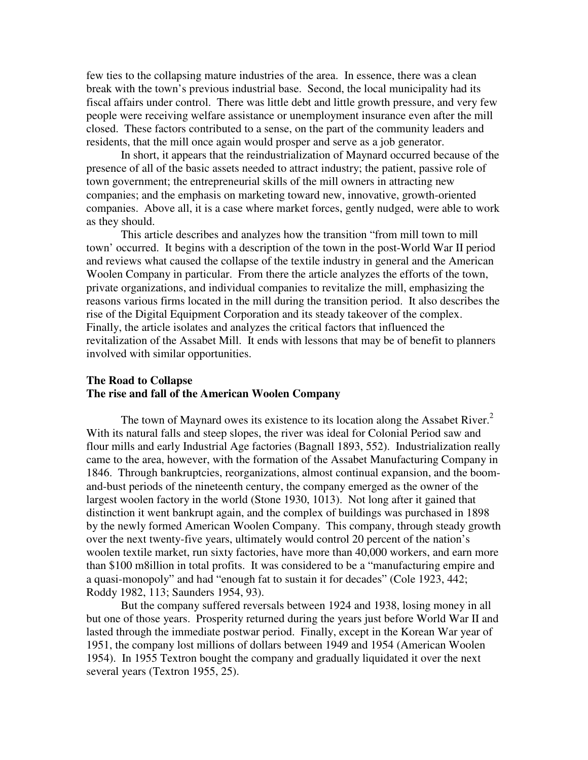few ties to the collapsing mature industries of the area. In essence, there was a clean break with the town's previous industrial base. Second, the local municipality had its fiscal affairs under control. There was little debt and little growth pressure, and very few people were receiving welfare assistance or unemployment insurance even after the mill closed. These factors contributed to a sense, on the part of the community leaders and residents, that the mill once again would prosper and serve as a job generator.

In short, it appears that the reindustrialization of Maynard occurred because of the presence of all of the basic assets needed to attract industry; the patient, passive role of town government; the entrepreneurial skills of the mill owners in attracting new companies; and the emphasis on marketing toward new, innovative, growth-oriented companies. Above all, it is a case where market forces, gently nudged, were able to work as they should.

This article describes and analyzes how the transition "from mill town to mill town' occurred. It begins with a description of the town in the post-World War II period and reviews what caused the collapse of the textile industry in general and the American Woolen Company in particular. From there the article analyzes the efforts of the town, private organizations, and individual companies to revitalize the mill, emphasizing the reasons various firms located in the mill during the transition period. It also describes the rise of the Digital Equipment Corporation and its steady takeover of the complex. Finally, the article isolates and analyzes the critical factors that influenced the revitalization of the Assabet Mill. It ends with lessons that may be of benefit to planners involved with similar opportunities.

## The Road to Collapse

### The rise and fall of the American Woolen Company

The town of Maynard owes its existence to its location along the Assabet River.[2] With its natural falls and steep slopes, the river was ideal for Colonial Period saw and flour mills and early Industrial Age factories (Bagnall 1893, 552). Industrialization really came to the area, however, with the formation of the Assabet Manufacturing Company in 1846. Through bankruptcies, reorganizations, almost continual expansion, and the boom-and-bust periods of the nineteenth century, the company emerged as the owner of the largest woolen factory in the world (Stone 1930, 1013). Not long after it gained that distinction it went bankrupt again, and the complex of buildings was purchased in 1898 by the newly formed American Woolen Company. This company, through steady growth over the next twenty-five years, ultimately would control 20 percent of the nation's woolen textile market, run sixty factories, have more than 40,000 workers, and earn more than $100 m8illion in total profits. It was considered to be a "manufacturing empire and a quasi-monopoly" and had "enough fat to sustain it for decades" (Cole 1923, 442; Roddy 1982, 113; Saunders 1954, 93).

But the company suffered reversals between 1924 and 1938, losing money in all but one of those years. Prosperity returned during the years just before World War II and lasted through the immediate postwar period. Finally, except in the Korean War year of 1951, the company lost millions of dollars between 1949 and 1954 (American Woolen 1954). In 1955 Textron bought the company and gradually liquidated it over the next several years (Textron 1955, 25).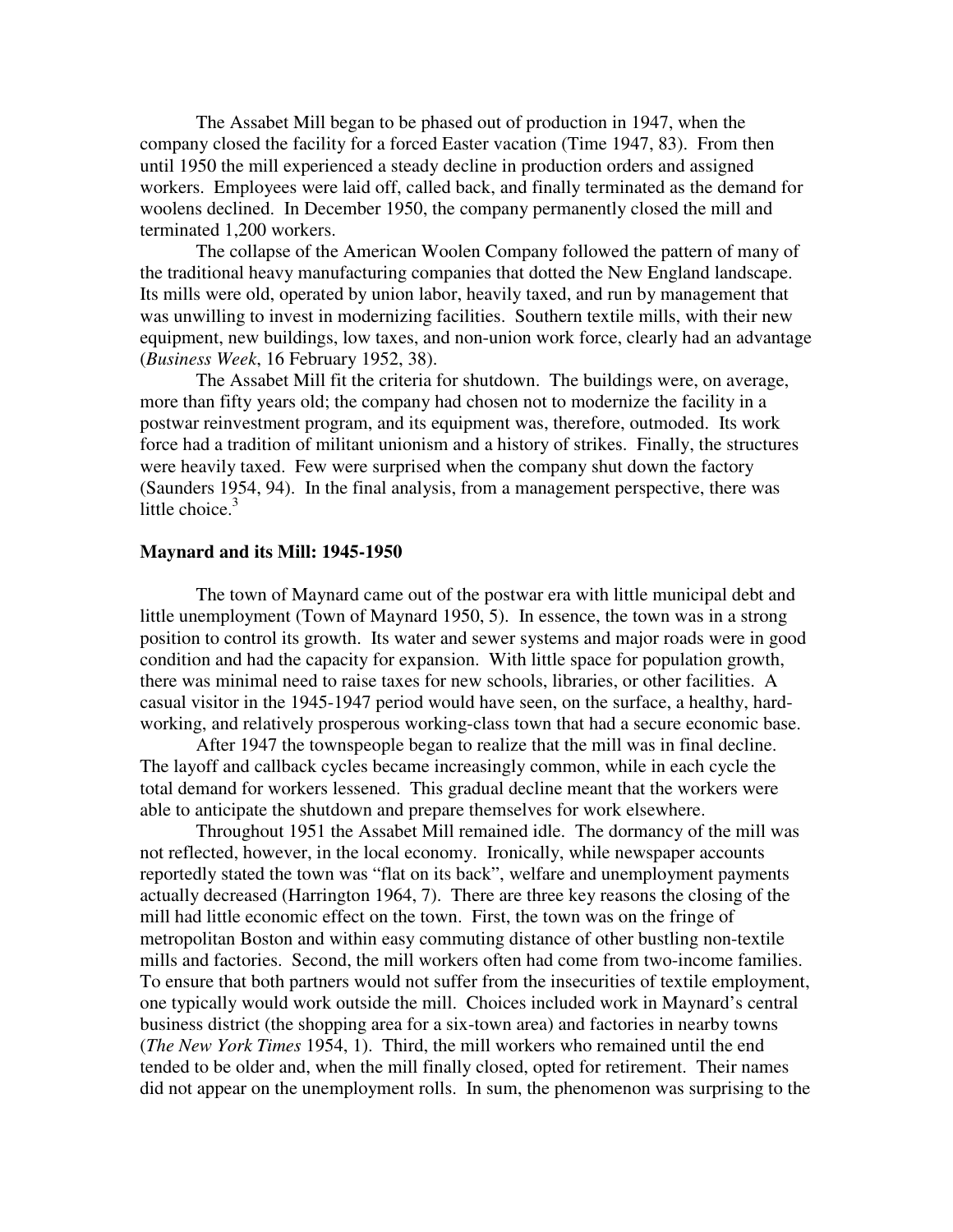The Assabet Mill began to be phased out of production in 1947, when the company closed the facility for a forced Easter vacation (Time 1947, 83). From then until 1950 the mill experienced a steady decline in production orders and assigned workers. Employees were laid off, called back, and finally terminated as the demand for woolens declined. In December 1950, the company permanently closed the mill and terminated 1,200 workers.

The collapse of the American Woolen Company followed the pattern of many of the traditional heavy manufacturing companies that dotted the New England landscape. Its mills were old, operated by union labor, heavily taxed, and run by management that was unwilling to invest in modernizing facilities. Southern textile mills, with their new equipment, new buildings, low taxes, and non-union work force, clearly had an advantage (*Business Week*, 16 February 1952, 38).

The Assabet Mill fit the criteria for shutdown. The buildings were, on average, more than fifty years old; the company had chosen not to modernize the facility in a postwar reinvestment program, and its equipment was, therefore, outmoded. Its work force had a tradition of militant unionism and a history of strikes. Finally, the structures were heavily taxed. Few were surprised when the company shut down the factory (Saunders 1954, 94). In the final analysis, from a management perspective, there was little choice.[3]

### Maynard and its Mill: 1945-1950

The town of Maynard came out of the postwar era with little municipal debt and little unemployment (Town of Maynard 1950, 5). In essence, the town was in a strong position to control its growth. Its water and sewer systems and major roads were in good condition and had the capacity for expansion. With little space for population growth, there was minimal need to raise taxes for new schools, libraries, or other facilities. A casual visitor in the 1945-1947 period would have seen, on the surface, a healthy, hard-working, and relatively prosperous working-class town that had a secure economic base.

After 1947 the townspeople began to realize that the mill was in final decline. The layoff and callback cycles became increasingly common, while in each cycle the total demand for workers lessened. This gradual decline meant that the workers were able to anticipate the shutdown and prepare themselves for work elsewhere.

Throughout 1951 the Assabet Mill remained idle. The dormancy of the mill was not reflected, however, in the local economy. Ironically, while newspaper accounts reportedly stated the town was "flat on its back", welfare and unemployment payments actually decreased (Harrington 1964, 7). There are three key reasons the closing of the mill had little economic effect on the town. First, the town was on the fringe of metropolitan Boston and within easy commuting distance of other bustling non-textile mills and factories. Second, the mill workers often had come from two-income families. To ensure that both partners would not suffer from the insecurities of textile employment, one typically would work outside the mill. Choices included work in Maynard's central business district (the shopping area for a six-town area) and factories in nearby towns (*The New York Times* 1954, 1). Third, the mill workers who remained until the end tended to be older and, when the mill finally closed, opted for retirement. Their names did not appear on the unemployment rolls. In sum, the phenomenon was surprising to the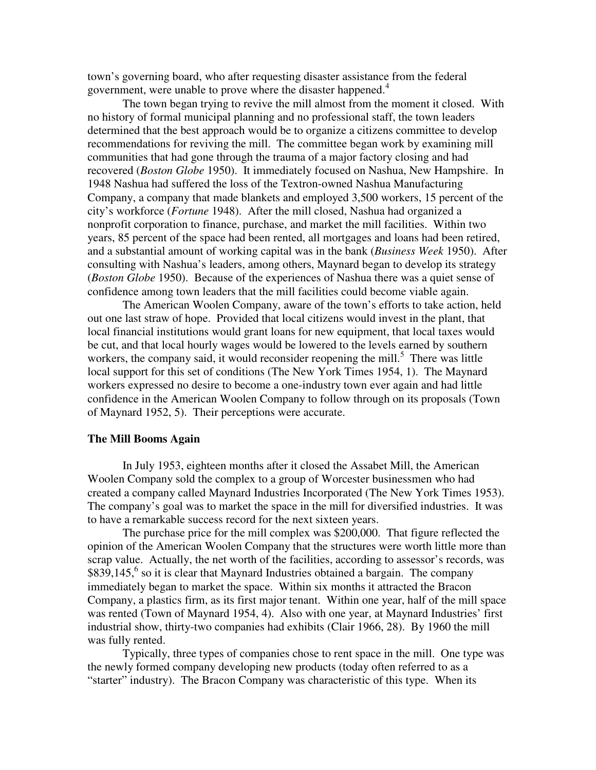town's governing board, who after requesting disaster assistance from the federal government, were unable to prove where the disaster happened.[4]

The town began trying to revive the mill almost from the moment it closed. With no history of formal municipal planning and no professional staff, the town leaders determined that the best approach would be to organize a citizens committee to develop recommendations for reviving the mill. The committee began work by examining mill communities that had gone through the trauma of a major factory closing and had recovered (*Boston Globe* 1950). It immediately focused on Nashua, New Hampshire. In 1948 Nashua had suffered the loss of the Textron-owned Nashua Manufacturing Company, a company that made blankets and employed 3,500 workers, 15 percent of the city's workforce (*Fortune* 1948). After the mill closed, Nashua had organized a nonprofit corporation to finance, purchase, and market the mill facilities. Within two years, 85 percent of the space had been rented, all mortgages and loans had been retired, and a substantial amount of working capital was in the bank (*Business Week* 1950). After consulting with Nashua's leaders, among others, Maynard began to develop its strategy (*Boston Globe* 1950). Because of the experiences of Nashua there was a quiet sense of confidence among town leaders that the mill facilities could become viable again.

The American Woolen Company, aware of the town's efforts to take action, held out one last straw of hope. Provided that local citizens would invest in the plant, that local financial institutions would grant loans for new equipment, that local taxes would be cut, and that local hourly wages would be lowered to the levels earned by southern workers, the company said, it would reconsider reopening the mill.[5] There was little local support for this set of conditions (The New York Times 1954, 1). The Maynard workers expressed no desire to become a one-industry town ever again and had little confidence in the American Woolen Company to follow through on its proposals (Town of Maynard 1952, 5). Their perceptions were accurate.

**The Mill Booms Again**

In July 1953, eighteen months after it closed the Assabet Mill, the American Woolen Company sold the complex to a group of Worcester businessmen who had created a company called Maynard Industries Incorporated (The New York Times 1953). The company's goal was to market the space in the mill for diversified industries. It was to have a remarkable success record for the next sixteen years.

The purchase price for the mill complex was $200,000. That figure reflected the opinion of the American Woolen Company that the structures were worth little more than scrap value. Actually, the net worth of the facilities, according to assessor's records, was $839,145,[6] so it is clear that Maynard Industries obtained a bargain. The company immediately began to market the space. Within six months it attracted the Bracon Company, a plastics firm, as its first major tenant. Within one year, half of the mill space was rented (Town of Maynard 1954, 4). Also with one year, at Maynard Industries' first industrial show, thirty-two companies had exhibits (Clair 1966, 28). By 1960 the mill was fully rented.

Typically, three types of companies chose to rent space in the mill. One type was the newly formed company developing new products (today often referred to as a "starter" industry). The Bracon Company was characteristic of this type. When its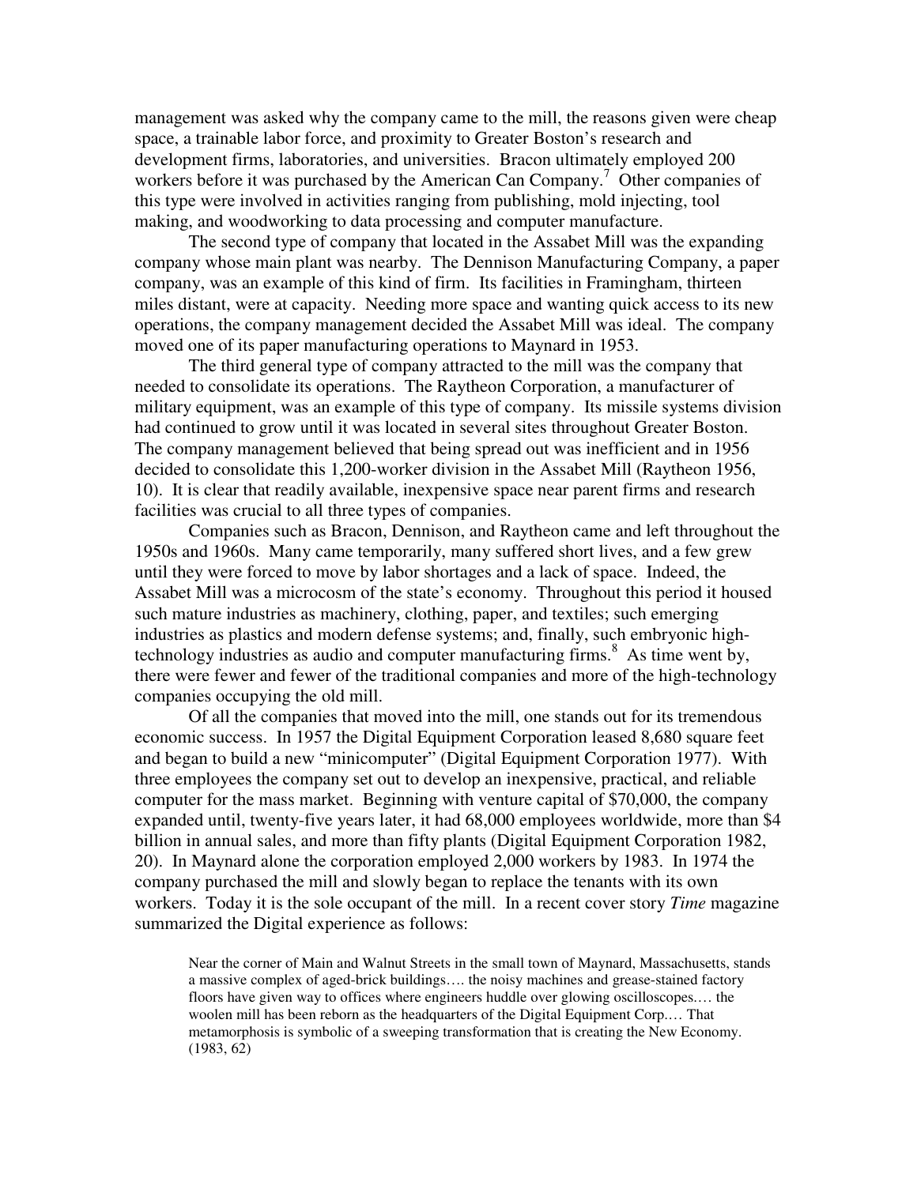management was asked why the company came to the mill, the reasons given were cheap space, a trainable labor force, and proximity to Greater Boston's research and development firms, laboratories, and universities. Bracon ultimately employed 200 workers before it was purchased by the American Can Company.[7] Other companies of this type were involved in activities ranging from publishing, mold injecting, tool making, and woodworking to data processing and computer manufacture.

The second type of company that located in the Assabet Mill was the expanding company whose main plant was nearby. The Dennison Manufacturing Company, a paper company, was an example of this kind of firm. Its facilities in Framingham, thirteen miles distant, were at capacity. Needing more space and wanting quick access to its new operations, the company management decided the Assabet Mill was ideal. The company moved one of its paper manufacturing operations to Maynard in 1953.

The third general type of company attracted to the mill was the company that needed to consolidate its operations. The Raytheon Corporation, a manufacturer of military equipment, was an example of this type of company. Its missile systems division had continued to grow until it was located in several sites throughout Greater Boston. The company management believed that being spread out was inefficient and in 1956 decided to consolidate this 1,200-worker division in the Assabet Mill (Raytheon 1956, 10). It is clear that readily available, inexpensive space near parent firms and research facilities was crucial to all three types of companies.

Companies such as Bracon, Dennison, and Raytheon came and left throughout the 1950s and 1960s. Many came temporarily, many suffered short lives, and a few grew until they were forced to move by labor shortages and a lack of space. Indeed, the Assabet Mill was a microcosm of the state's economy. Throughout this period it housed such mature industries as machinery, clothing, paper, and textiles; such emerging industries as plastics and modern defense systems; and, finally, such embryonic high-technology industries as audio and computer manufacturing firms.[8] As time went by, there were fewer and fewer of the traditional companies and more of the high-technology companies occupying the old mill.

Of all the companies that moved into the mill, one stands out for its tremendous economic success. In 1957 the Digital Equipment Corporation leased 8,680 square feet and began to build a new "minicomputer" (Digital Equipment Corporation 1977). With three employees the company set out to develop an inexpensive, practical, and reliable computer for the mass market. Beginning with venture capital of $70,000, the company expanded until, twenty-five years later, it had 68,000 employees worldwide, more than $4 billion in annual sales, and more than fifty plants (Digital Equipment Corporation 1982, 20). In Maynard alone the corporation employed 2,000 workers by 1983. In 1974 the company purchased the mill and slowly began to replace the tenants with its own workers. Today it is the sole occupant of the mill. In a recent cover story *Time* magazine summarized the Digital experience as follows:

> Near the corner of Main and Walnut Streets in the small town of Maynard, Massachusetts, stands a massive complex of aged-brick buildings…. the noisy machines and grease-stained factory floors have given way to offices where engineers huddle over glowing oscilloscopes.… the woolen mill has been reborn as the headquarters of the Digital Equipment Corp.… That metamorphosis is symbolic of a sweeping transformation that is creating the New Economy. (1983, 62)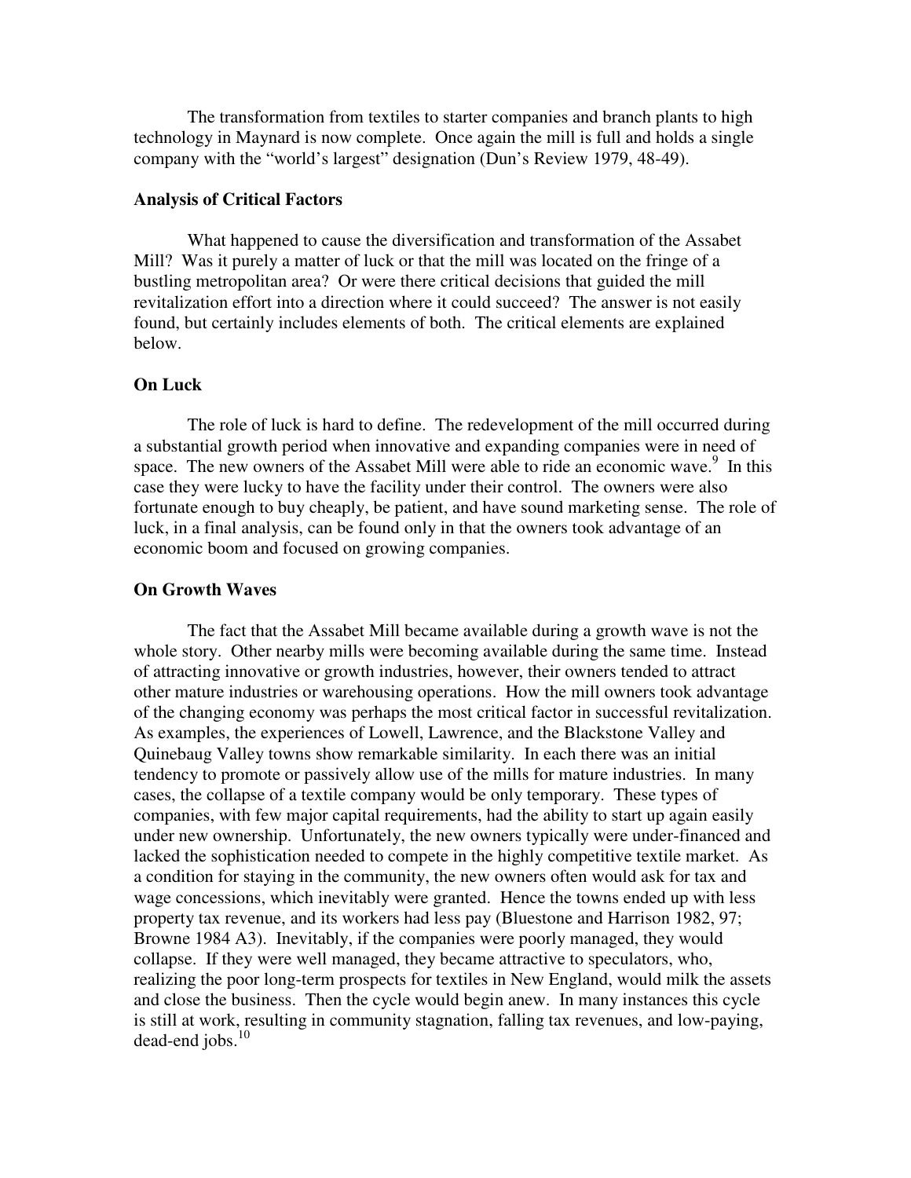The transformation from textiles to starter companies and branch plants to high technology in Maynard is now complete. Once again the mill is full and holds a single company with the "world's largest" designation (Dun's Review 1979, 48-49).

### Analysis of Critical Factors

What happened to cause the diversification and transformation of the Assabet Mill? Was it purely a matter of luck or that the mill was located on the fringe of a bustling metropolitan area? Or were there critical decisions that guided the mill revitalization effort into a direction where it could succeed? The answer is not easily found, but certainly includes elements of both. The critical elements are explained below.

### On Luck

The role of luck is hard to define. The redevelopment of the mill occurred during a substantial growth period when innovative and expanding companies were in need of space. The new owners of the Assabet Mill were able to ride an economic wave.[9] In this case they were lucky to have the facility under their control. The owners were also fortunate enough to buy cheaply, be patient, and have sound marketing sense. The role of luck, in a final analysis, can be found only in that the owners took advantage of an economic boom and focused on growing companies.

### On Growth Waves

The fact that the Assabet Mill became available during a growth wave is not the whole story. Other nearby mills were becoming available during the same time. Instead of attracting innovative or growth industries, however, their owners tended to attract other mature industries or warehousing operations. How the mill owners took advantage of the changing economy was perhaps the most critical factor in successful revitalization. As examples, the experiences of Lowell, Lawrence, and the Blackstone Valley and Quinebaug Valley towns show remarkable similarity. In each there was an initial tendency to promote or passively allow use of the mills for mature industries. In many cases, the collapse of a textile company would be only temporary. These types of companies, with few major capital requirements, had the ability to start up again easily under new ownership. Unfortunately, the new owners typically were under-financed and lacked the sophistication needed to compete in the highly competitive textile market. As a condition for staying in the community, the new owners often would ask for tax and wage concessions, which inevitably were granted. Hence the towns ended up with less property tax revenue, and its workers had less pay (Bluestone and Harrison 1982, 97; Browne 1984 A3). Inevitably, if the companies were poorly managed, they would collapse. If they were well managed, they became attractive to speculators, who, realizing the poor long-term prospects for textiles in New England, would milk the assets and close the business. Then the cycle would begin anew. In many instances this cycle is still at work, resulting in community stagnation, falling tax revenues, and low-paying, dead-end jobs.[10]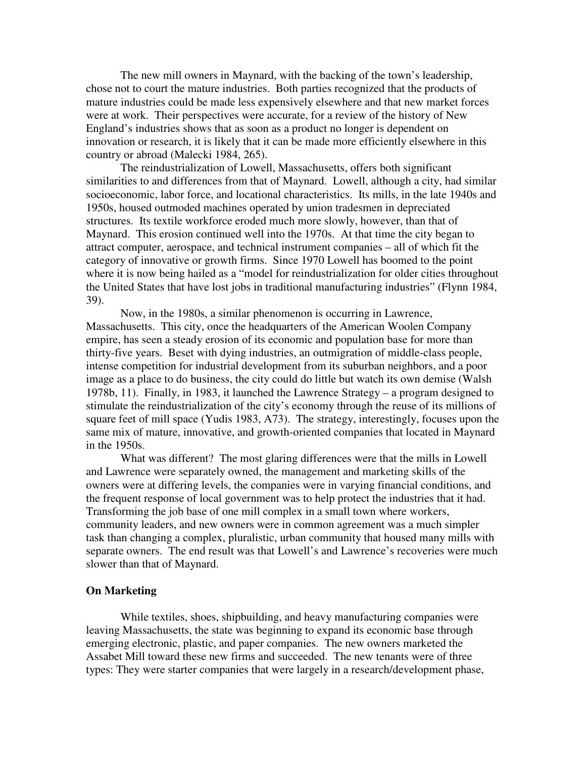The new mill owners in Maynard, with the backing of the town's leadership, chose not to court the mature industries. Both parties recognized that the products of mature industries could be made less expensively elsewhere and that new market forces were at work. Their perspectives were accurate, for a review of the history of New England's industries shows that as soon as a product no longer is dependent on innovation or research, it is likely that it can be made more efficiently elsewhere in this country or abroad (Malecki 1984, 265).

The reindustrialization of Lowell, Massachusetts, offers both significant similarities to and differences from that of Maynard. Lowell, although a city, had similar socioeconomic, labor force, and locational characteristics. Its mills, in the late 1940s and 1950s, housed outmoded machines operated by union tradesmen in depreciated structures. Its textile workforce eroded much more slowly, however, than that of Maynard. This erosion continued well into the 1970s. At that time the city began to attract computer, aerospace, and technical instrument companies – all of which fit the category of innovative or growth firms. Since 1970 Lowell has boomed to the point where it is now being hailed as a "model for reindustrialization for older cities throughout the United States that have lost jobs in traditional manufacturing industries" (Flynn 1984, 39).

Now, in the 1980s, a similar phenomenon is occurring in Lawrence, Massachusetts. This city, once the headquarters of the American Woolen Company empire, has seen a steady erosion of its economic and population base for more than thirty-five years. Beset with dying industries, an outmigration of middle-class people, intense competition for industrial development from its suburban neighbors, and a poor image as a place to do business, the city could do little but watch its own demise (Walsh 1978b, 11). Finally, in 1983, it launched the Lawrence Strategy – a program designed to stimulate the reindustrialization of the city's economy through the reuse of its millions of square feet of mill space (Yudis 1983, A73). The strategy, interestingly, focuses upon the same mix of mature, innovative, and growth-oriented companies that located in Maynard in the 1950s.

What was different? The most glaring differences were that the mills in Lowell and Lawrence were separately owned, the management and marketing skills of the owners were at differing levels, the companies were in varying financial conditions, and the frequent response of local government was to help protect the industries that it had. Transforming the job base of one mill complex in a small town where workers, community leaders, and new owners were in common agreement was a much simpler task than changing a complex, pluralistic, urban community that housed many mills with separate owners. The end result was that Lowell's and Lawrence's recoveries were much slower than that of Maynard.

### On Marketing

While textiles, shoes, shipbuilding, and heavy manufacturing companies were leaving Massachusetts, the state was beginning to expand its economic base through emerging electronic, plastic, and paper companies. The new owners marketed the Assabet Mill toward these new firms and succeeded. The new tenants were of three types: They were starter companies that were largely in a research/development phase,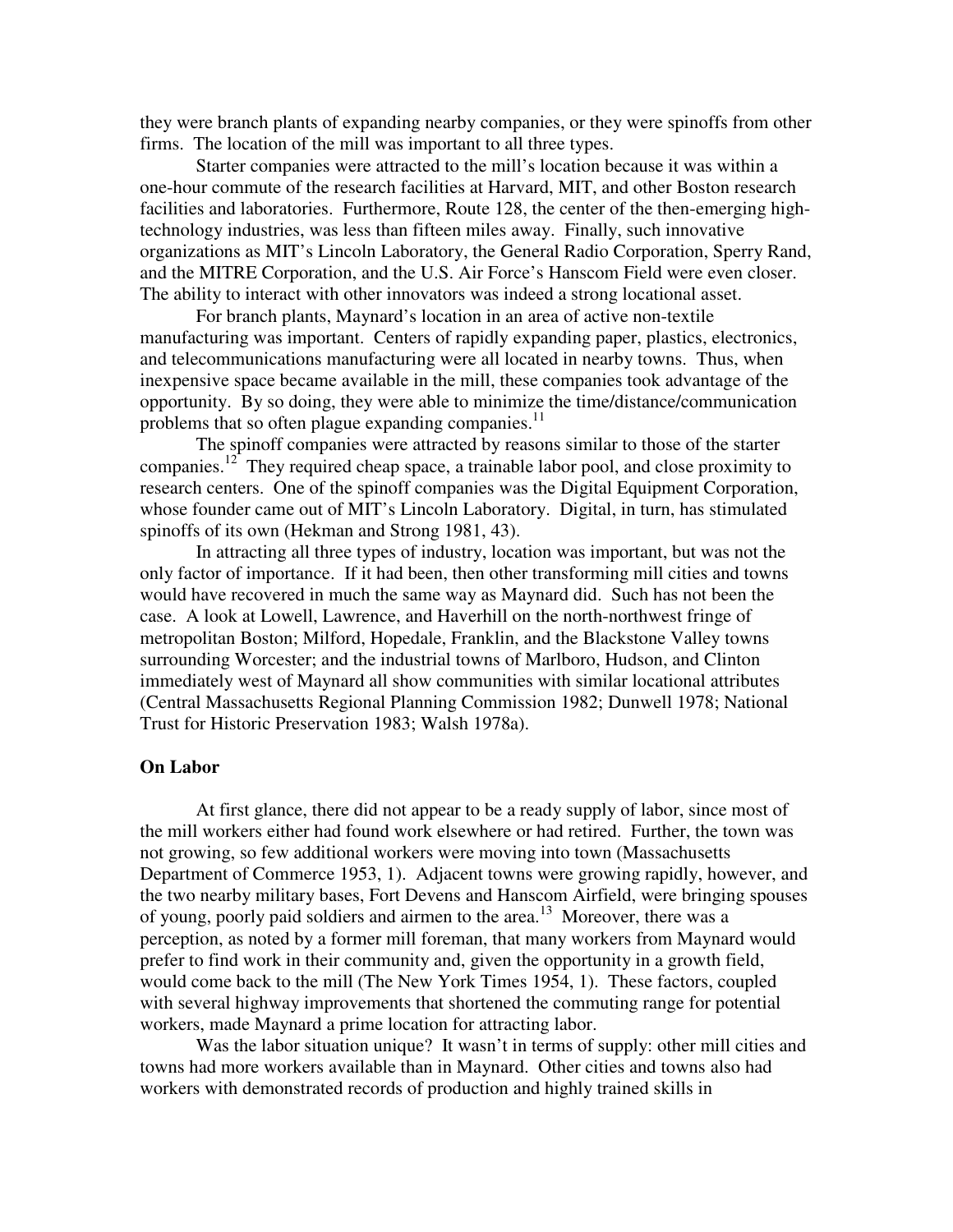they were branch plants of expanding nearby companies, or they were spinoffs from other firms. The location of the mill was important to all three types.

Starter companies were attracted to the mill's location because it was within a one-hour commute of the research facilities at Harvard, MIT, and other Boston research facilities and laboratories. Furthermore, Route 128, the center of the then-emerging high-technology industries, was less than fifteen miles away. Finally, such innovative organizations as MIT's Lincoln Laboratory, the General Radio Corporation, Sperry Rand, and the MITRE Corporation, and the U.S. Air Force's Hanscom Field were even closer. The ability to interact with other innovators was indeed a strong locational asset.

For branch plants, Maynard's location in an area of active non-textile manufacturing was important. Centers of rapidly expanding paper, plastics, electronics, and telecommunications manufacturing were all located in nearby towns. Thus, when inexpensive space became available in the mill, these companies took advantage of the opportunity. By so doing, they were able to minimize the time/distance/communication problems that so often plague expanding companies.[11]

The spinoff companies were attracted by reasons similar to those of the starter companies.[12] They required cheap space, a trainable labor pool, and close proximity to research centers. One of the spinoff companies was the Digital Equipment Corporation, whose founder came out of MIT's Lincoln Laboratory. Digital, in turn, has stimulated spinoffs of its own (Hekman and Strong 1981, 43).

In attracting all three types of industry, location was important, but was not the only factor of importance. If it had been, then other transforming mill cities and towns would have recovered in much the same way as Maynard did. Such has not been the case. A look at Lowell, Lawrence, and Haverhill on the north-northwest fringe of metropolitan Boston; Milford, Hopedale, Franklin, and the Blackstone Valley towns surrounding Worcester; and the industrial towns of Marlboro, Hudson, and Clinton immediately west of Maynard all show communities with similar locational attributes (Central Massachusetts Regional Planning Commission 1982; Dunwell 1978; National Trust for Historic Preservation 1983; Walsh 1978a).

**On Labor**

At first glance, there did not appear to be a ready supply of labor, since most of the mill workers either had found work elsewhere or had retired. Further, the town was not growing, so few additional workers were moving into town (Massachusetts Department of Commerce 1953, 1). Adjacent towns were growing rapidly, however, and the two nearby military bases, Fort Devens and Hanscom Airfield, were bringing spouses of young, poorly paid soldiers and airmen to the area.[13] Moreover, there was a perception, as noted by a former mill foreman, that many workers from Maynard would prefer to find work in their community and, given the opportunity in a growth field, would come back to the mill (The New York Times 1954, 1). These factors, coupled with several highway improvements that shortened the commuting range for potential workers, made Maynard a prime location for attracting labor.

Was the labor situation unique? It wasn't in terms of supply: other mill cities and towns had more workers available than in Maynard. Other cities and towns also had workers with demonstrated records of production and highly trained skills in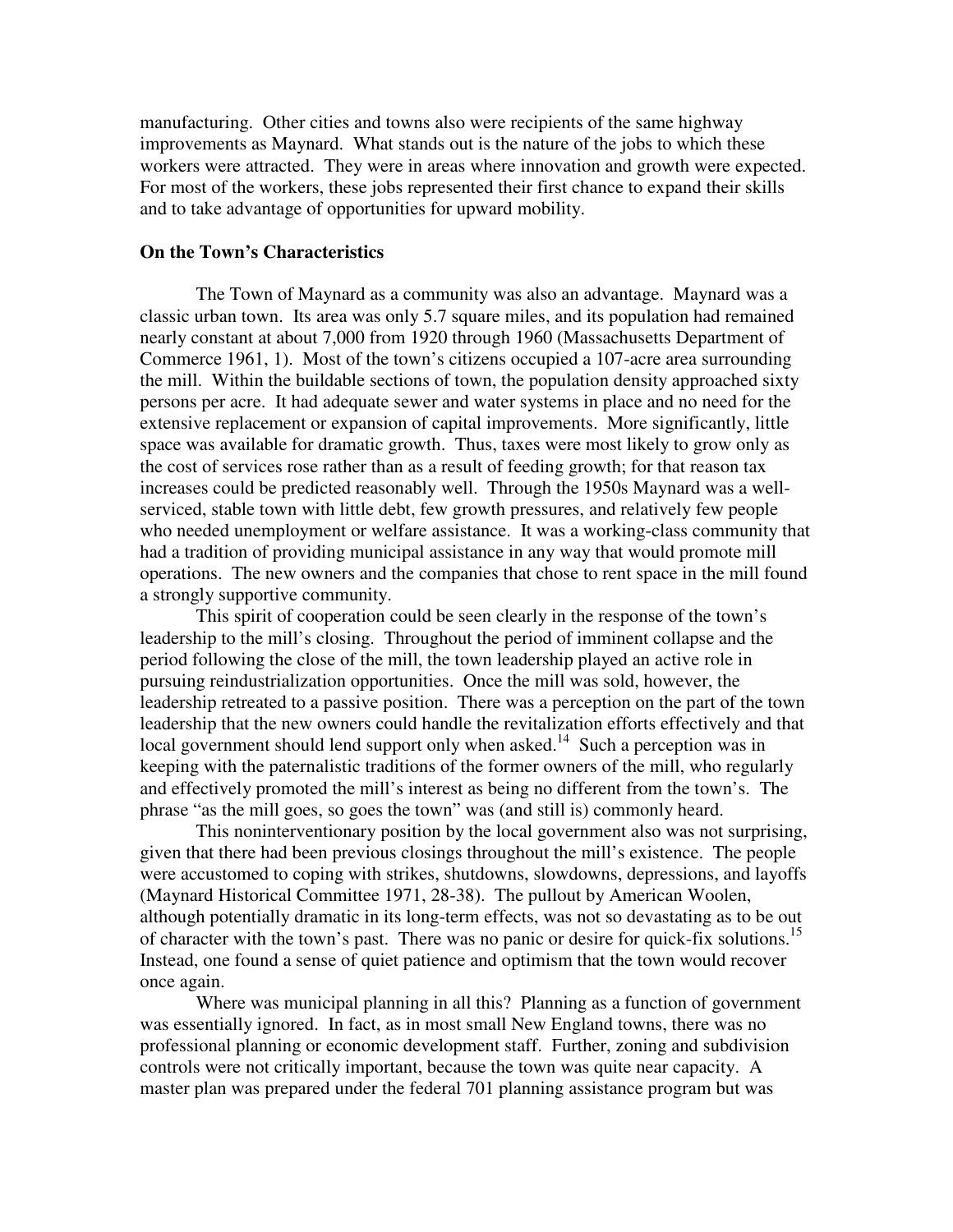manufacturing. Other cities and towns also were recipients of the same highway improvements as Maynard. What stands out is the nature of the jobs to which these workers were attracted. They were in areas where innovation and growth were expected. For most of the workers, these jobs represented their first chance to expand their skills and to take advantage of opportunities for upward mobility.

### On the Town's Characteristics

The Town of Maynard as a community was also an advantage. Maynard was a classic urban town. Its area was only 5.7 square miles, and its population had remained nearly constant at about 7,000 from 1920 through 1960 (Massachusetts Department of Commerce 1961, 1). Most of the town's citizens occupied a 107-acre area surrounding the mill. Within the buildable sections of town, the population density approached sixty persons per acre. It had adequate sewer and water systems in place and no need for the extensive replacement or expansion of capital improvements. More significantly, little space was available for dramatic growth. Thus, taxes were most likely to grow only as the cost of services rose rather than as a result of feeding growth; for that reason tax increases could be predicted reasonably well. Through the 1950s Maynard was a well-serviced, stable town with little debt, few growth pressures, and relatively few people who needed unemployment or welfare assistance. It was a working-class community that had a tradition of providing municipal assistance in any way that would promote mill operations. The new owners and the companies that chose to rent space in the mill found a strongly supportive community.

This spirit of cooperation could be seen clearly in the response of the town's leadership to the mill's closing. Throughout the period of imminent collapse and the period following the close of the mill, the town leadership played an active role in pursuing reindustrialization opportunities. Once the mill was sold, however, the leadership retreated to a passive position. There was a perception on the part of the town leadership that the new owners could handle the revitalization efforts effectively and that local government should lend support only when asked.[14] Such a perception was in keeping with the paternalistic traditions of the former owners of the mill, who regularly and effectively promoted the mill's interest as being no different from the town's. The phrase "as the mill goes, so goes the town" was (and still is) commonly heard.

This noninterventionary position by the local government also was not surprising, given that there had been previous closings throughout the mill's existence. The people were accustomed to coping with strikes, shutdowns, slowdowns, depressions, and layoffs (Maynard Historical Committee 1971, 28-38). The pullout by American Woolen, although potentially dramatic in its long-term effects, was not so devastating as to be out of character with the town's past. There was no panic or desire for quick-fix solutions.[15] Instead, one found a sense of quiet patience and optimism that the town would recover once again.

Where was municipal planning in all this? Planning as a function of government was essentially ignored. In fact, as in most small New England towns, there was no professional planning or economic development staff. Further, zoning and subdivision controls were not critically important, because the town was quite near capacity. A master plan was prepared under the federal 701 planning assistance program but was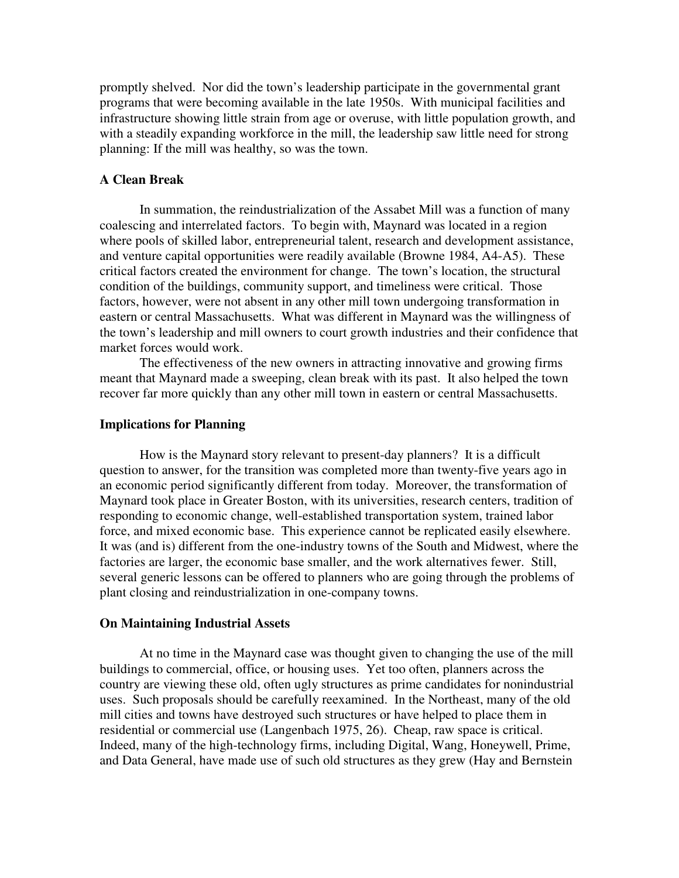promptly shelved. Nor did the town's leadership participate in the governmental grant programs that were becoming available in the late 1950s. With municipal facilities and infrastructure showing little strain from age or overuse, with little population growth, and with a steadily expanding workforce in the mill, the leadership saw little need for strong planning: If the mill was healthy, so was the town.

**A Clean Break**

In summation, the reindustrialization of the Assabet Mill was a function of many coalescing and interrelated factors. To begin with, Maynard was located in a region where pools of skilled labor, entrepreneurial talent, research and development assistance, and venture capital opportunities were readily available (Browne 1984, A4-A5). These critical factors created the environment for change. The town's location, the structural condition of the buildings, community support, and timeliness were critical. Those factors, however, were not absent in any other mill town undergoing transformation in eastern or central Massachusetts. What was different in Maynard was the willingness of the town's leadership and mill owners to court growth industries and their confidence that market forces would work.

The effectiveness of the new owners in attracting innovative and growing firms meant that Maynard made a sweeping, clean break with its past. It also helped the town recover far more quickly than any other mill town in eastern or central Massachusetts.

**Implications for Planning**

How is the Maynard story relevant to present-day planners? It is a difficult question to answer, for the transition was completed more than twenty-five years ago in an economic period significantly different from today. Moreover, the transformation of Maynard took place in Greater Boston, with its universities, research centers, tradition of responding to economic change, well-established transportation system, trained labor force, and mixed economic base. This experience cannot be replicated easily elsewhere. It was (and is) different from the one-industry towns of the South and Midwest, where the factories are larger, the economic base smaller, and the work alternatives fewer. Still, several generic lessons can be offered to planners who are going through the problems of plant closing and reindustrialization in one-company towns.

**On Maintaining Industrial Assets**

At no time in the Maynard case was thought given to changing the use of the mill buildings to commercial, office, or housing uses. Yet too often, planners across the country are viewing these old, often ugly structures as prime candidates for nonindustrial uses. Such proposals should be carefully reexamined. In the Northeast, many of the old mill cities and towns have destroyed such structures or have helped to place them in residential or commercial use (Langenbach 1975, 26). Cheap, raw space is critical. Indeed, many of the high-technology firms, including Digital, Wang, Honeywell, Prime, and Data General, have made use of such old structures as they grew (Hay and Bernstein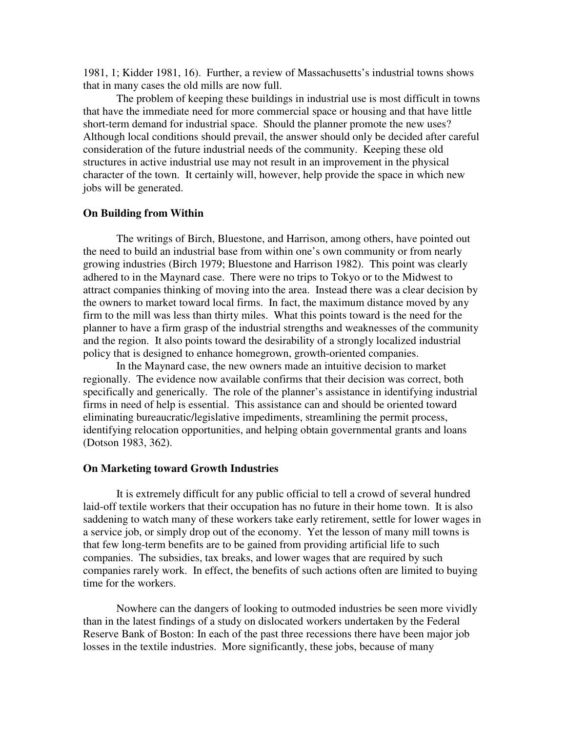1981, 1; Kidder 1981, 16). Further, a review of Massachusetts's industrial towns shows that in many cases the old mills are now full.

The problem of keeping these buildings in industrial use is most difficult in towns that have the immediate need for more commercial space or housing and that have little short-term demand for industrial space. Should the planner promote the new uses? Although local conditions should prevail, the answer should only be decided after careful consideration of the future industrial needs of the community. Keeping these old structures in active industrial use may not result in an improvement in the physical character of the town. It certainly will, however, help provide the space in which new jobs will be generated.

**On Building from Within**

The writings of Birch, Bluestone, and Harrison, among others, have pointed out the need to build an industrial base from within one's own community or from nearly growing industries (Birch 1979; Bluestone and Harrison 1982). This point was clearly adhered to in the Maynard case. There were no trips to Tokyo or to the Midwest to attract companies thinking of moving into the area. Instead there was a clear decision by the owners to market toward local firms. In fact, the maximum distance moved by any firm to the mill was less than thirty miles. What this points toward is the need for the planner to have a firm grasp of the industrial strengths and weaknesses of the community and the region. It also points toward the desirability of a strongly localized industrial policy that is designed to enhance homegrown, growth-oriented companies.

In the Maynard case, the new owners made an intuitive decision to market regionally. The evidence now available confirms that their decision was correct, both specifically and generically. The role of the planner's assistance in identifying industrial firms in need of help is essential. This assistance can and should be oriented toward eliminating bureaucratic/legislative impediments, streamlining the permit process, identifying relocation opportunities, and helping obtain governmental grants and loans (Dotson 1983, 362).

**On Marketing toward Growth Industries**

It is extremely difficult for any public official to tell a crowd of several hundred laid-off textile workers that their occupation has no future in their home town. It is also saddening to watch many of these workers take early retirement, settle for lower wages in a service job, or simply drop out of the economy. Yet the lesson of many mill towns is that few long-term benefits are to be gained from providing artificial life to such companies. The subsidies, tax breaks, and lower wages that are required by such companies rarely work. In effect, the benefits of such actions often are limited to buying time for the workers.

Nowhere can the dangers of looking to outmoded industries be seen more vividly than in the latest findings of a study on dislocated workers undertaken by the Federal Reserve Bank of Boston: In each of the past three recessions there have been major job losses in the textile industries. More significantly, these jobs, because of many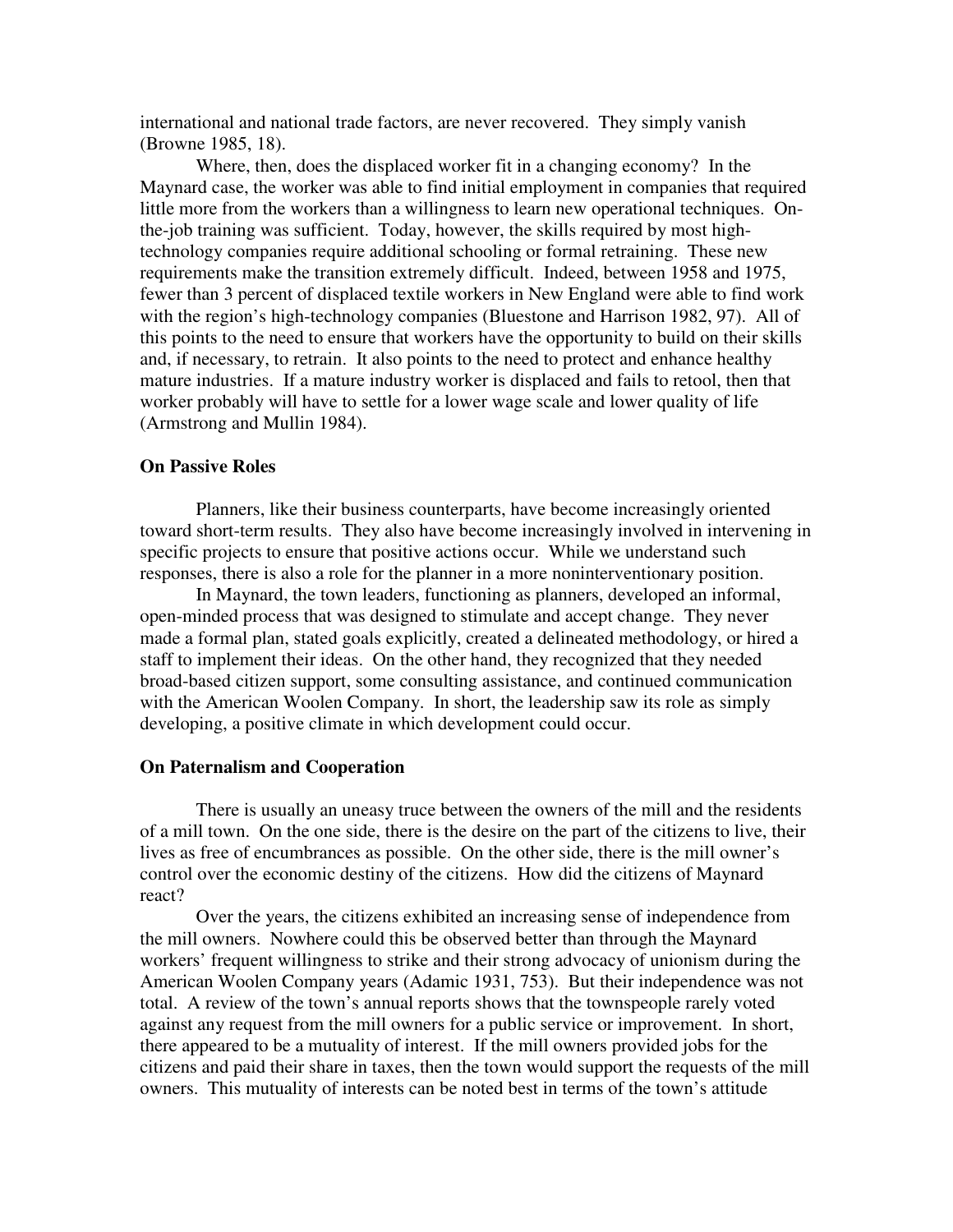international and national trade factors, are never recovered. They simply vanish (Browne 1985, 18).

Where, then, does the displaced worker fit in a changing economy? In the Maynard case, the worker was able to find initial employment in companies that required little more from the workers than a willingness to learn new operational techniques. On-the-job training was sufficient. Today, however, the skills required by most high-technology companies require additional schooling or formal retraining. These new requirements make the transition extremely difficult. Indeed, between 1958 and 1975, fewer than 3 percent of displaced textile workers in New England were able to find work with the region's high-technology companies (Bluestone and Harrison 1982, 97). All of this points to the need to ensure that workers have the opportunity to build on their skills and, if necessary, to retrain. It also points to the need to protect and enhance healthy mature industries. If a mature industry worker is displaced and fails to retool, then that worker probably will have to settle for a lower wage scale and lower quality of life (Armstrong and Mullin 1984).

### On Passive Roles

Planners, like their business counterparts, have become increasingly oriented toward short-term results. They also have become increasingly involved in intervening in specific projects to ensure that positive actions occur. While we understand such responses, there is also a role for the planner in a more noninterventionary position.

In Maynard, the town leaders, functioning as planners, developed an informal, open-minded process that was designed to stimulate and accept change. They never made a formal plan, stated goals explicitly, created a delineated methodology, or hired a staff to implement their ideas. On the other hand, they recognized that they needed broad-based citizen support, some consulting assistance, and continued communication with the American Woolen Company. In short, the leadership saw its role as simply developing, a positive climate in which development could occur.

### On Paternalism and Cooperation

There is usually an uneasy truce between the owners of the mill and the residents of a mill town. On the one side, there is the desire on the part of the citizens to live, their lives as free of encumbrances as possible. On the other side, there is the mill owner's control over the economic destiny of the citizens. How did the citizens of Maynard react?

Over the years, the citizens exhibited an increasing sense of independence from the mill owners. Nowhere could this be observed better than through the Maynard workers' frequent willingness to strike and their strong advocacy of unionism during the American Woolen Company years (Adamic 1931, 753). But their independence was not total. A review of the town's annual reports shows that the townspeople rarely voted against any request from the mill owners for a public service or improvement. In short, there appeared to be a mutuality of interest. If the mill owners provided jobs for the citizens and paid their share in taxes, then the town would support the requests of the mill owners. This mutuality of interests can be noted best in terms of the town's attitude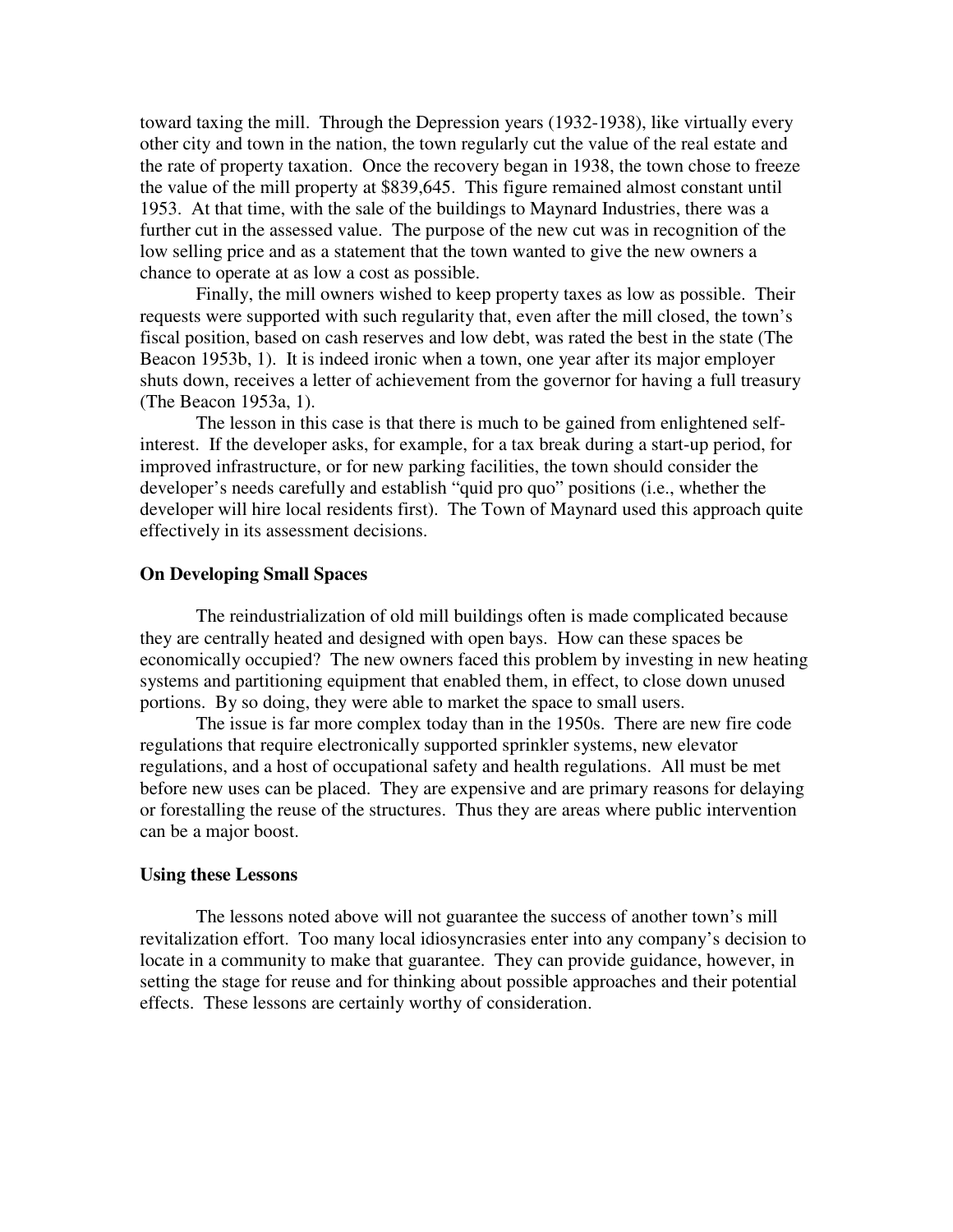toward taxing the mill. Through the Depression years (1932-1938), like virtually every other city and town in the nation, the town regularly cut the value of the real estate and the rate of property taxation. Once the recovery began in 1938, the town chose to freeze the value of the mill property at $839,645. This figure remained almost constant until 1953. At that time, with the sale of the buildings to Maynard Industries, there was a further cut in the assessed value. The purpose of the new cut was in recognition of the low selling price and as a statement that the town wanted to give the new owners a chance to operate at as low a cost as possible.

Finally, the mill owners wished to keep property taxes as low as possible. Their requests were supported with such regularity that, even after the mill closed, the town's fiscal position, based on cash reserves and low debt, was rated the best in the state (The Beacon 1953b, 1). It is indeed ironic when a town, one year after its major employer shuts down, receives a letter of achievement from the governor for having a full treasury (The Beacon 1953a, 1).

The lesson in this case is that there is much to be gained from enlightened self-interest. If the developer asks, for example, for a tax break during a start-up period, for improved infrastructure, or for new parking facilities, the town should consider the developer's needs carefully and establish "quid pro quo" positions (i.e., whether the developer will hire local residents first). The Town of Maynard used this approach quite effectively in its assessment decisions.

### On Developing Small Spaces

The reindustrialization of old mill buildings often is made complicated because they are centrally heated and designed with open bays. How can these spaces be economically occupied? The new owners faced this problem by investing in new heating systems and partitioning equipment that enabled them, in effect, to close down unused portions. By so doing, they were able to market the space to small users.

The issue is far more complex today than in the 1950s. There are new fire code regulations that require electronically supported sprinkler systems, new elevator regulations, and a host of occupational safety and health regulations. All must be met before new uses can be placed. They are expensive and are primary reasons for delaying or forestalling the reuse of the structures. Thus they are areas where public intervention can be a major boost.

### Using these Lessons

The lessons noted above will not guarantee the success of another town's mill revitalization effort. Too many local idiosyncrasies enter into any company's decision to locate in a community to make that guarantee. They can provide guidance, however, in setting the stage for reuse and for thinking about possible approaches and their potential effects. These lessons are certainly worthy of consideration.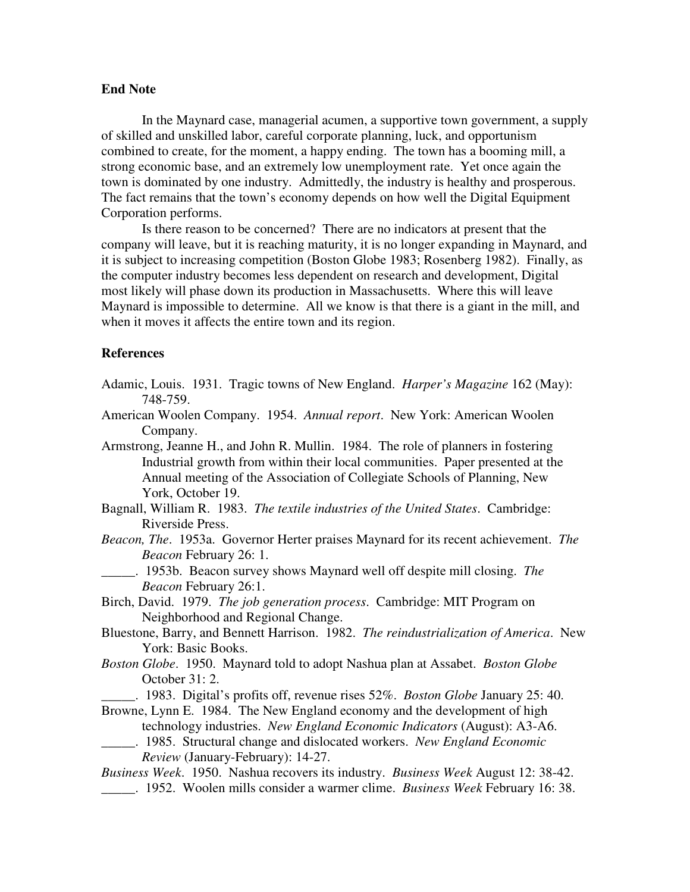### End Note

In the Maynard case, managerial acumen, a supportive town government, a supply of skilled and unskilled labor, careful corporate planning, luck, and opportunism combined to create, for the moment, a happy ending. The town has a booming mill, a strong economic base, and an extremely low unemployment rate. Yet once again the town is dominated by one industry. Admittedly, the industry is healthy and prosperous. The fact remains that the town's economy depends on how well the Digital Equipment Corporation performs.

Is there reason to be concerned? There are no indicators at present that the company will leave, but it is reaching maturity, it is no longer expanding in Maynard, and it is subject to increasing competition (Boston Globe 1983; Rosenberg 1982). Finally, as the computer industry becomes less dependent on research and development, Digital most likely will phase down its production in Massachusetts. Where this will leave Maynard is impossible to determine. All we know is that there is a giant in the mill, and when it moves it affects the entire town and its region.

### References

Adamic, Louis. 1931. Tragic towns of New England. *Harper's Magazine* 162 (May): 748-759.

American Woolen Company. 1954. *Annual report*. New York: American Woolen Company.

Armstrong, Jeanne H., and John R. Mullin. 1984. The role of planners in fostering Industrial growth from within their local communities. Paper presented at the Annual meeting of the Association of Collegiate Schools of Planning, New York, October 19.

Bagnall, William R. 1983. *The textile industries of the United States*. Cambridge: Riverside Press.

*Beacon, The*. 1953a. Governor Herter praises Maynard for its recent achievement. *The Beacon* February 26: 1.

_____. 1953b. Beacon survey shows Maynard well off despite mill closing. *The Beacon* February 26:1.

Birch, David. 1979. *The job generation process*. Cambridge: MIT Program on Neighborhood and Regional Change.

Bluestone, Barry, and Bennett Harrison. 1982. *The reindustrialization of America*. New York: Basic Books.

*Boston Globe*. 1950. Maynard told to adopt Nashua plan at Assabet. *Boston Globe* October 31: 2.

_____. 1983. Digital's profits off, revenue rises 52%. *Boston Globe* January 25: 40.

Browne, Lynn E. 1984. The New England economy and the development of high technology industries. *New England Economic Indicators* (August): A3-A6.

_____. 1985. Structural change and dislocated workers. *New England Economic Review* (January-February): 14-27.

*Business Week*. 1950. Nashua recovers its industry. *Business Week* August 12: 38-42.

_____. 1952. Woolen mills consider a warmer clime. *Business Week* February 16: 38.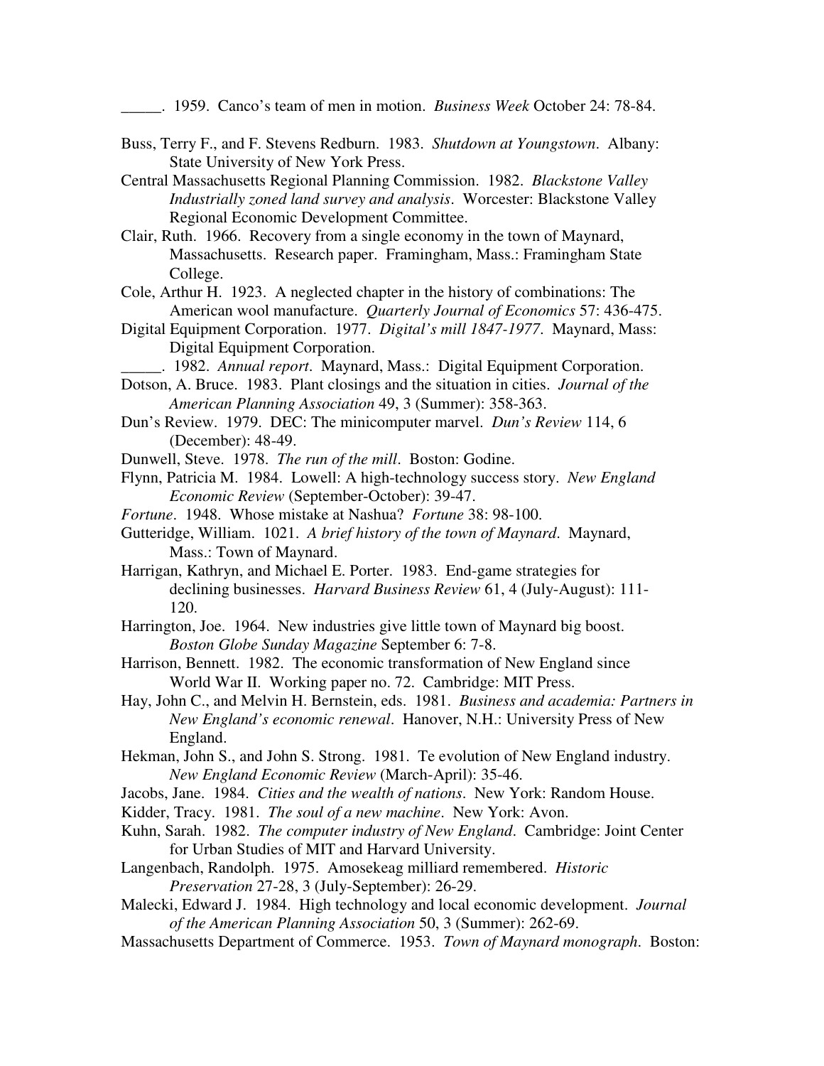_____. 1959. Canco's team of men in motion. *Business Week* October 24: 78-84.

Buss, Terry F., and F. Stevens Redburn. 1983. *Shutdown at Youngstown*. Albany: State University of New York Press.

Central Massachusetts Regional Planning Commission. 1982. *Blackstone Valley Industrially zoned land survey and analysis*. Worcester: Blackstone Valley Regional Economic Development Committee.

Clair, Ruth. 1966. Recovery from a single economy in the town of Maynard, Massachusetts. Research paper. Framingham, Mass.: Framingham State College.

Cole, Arthur H. 1923. A neglected chapter in the history of combinations: The American wool manufacture. *Quarterly Journal of Economics* 57: 436-475.

Digital Equipment Corporation. 1977. *Digital's mill 1847-1977*. Maynard, Mass: Digital Equipment Corporation.

_____. 1982. *Annual report*. Maynard, Mass.: Digital Equipment Corporation.

Dotson, A. Bruce. 1983. Plant closings and the situation in cities. *Journal of the American Planning Association* 49, 3 (Summer): 358-363.

Dun's Review. 1979. DEC: The minicomputer marvel. *Dun's Review* 114, 6 (December): 48-49.

Dunwell, Steve. 1978. *The run of the mill*. Boston: Godine.

Flynn, Patricia M. 1984. Lowell: A high-technology success story. *New England Economic Review* (September-October): 39-47.

*Fortune*. 1948. Whose mistake at Nashua? *Fortune* 38: 98-100.

Gutteridge, William. 1021. *A brief history of the town of Maynard*. Maynard, Mass.: Town of Maynard.

Harrigan, Kathryn, and Michael E. Porter. 1983. End-game strategies for declining businesses. *Harvard Business Review* 61, 4 (July-August): 111-120.

Harrington, Joe. 1964. New industries give little town of Maynard big boost. *Boston Globe Sunday Magazine* September 6: 7-8.

Harrison, Bennett. 1982. The economic transformation of New England since World War II. Working paper no. 72. Cambridge: MIT Press.

Hay, John C., and Melvin H. Bernstein, eds. 1981. *Business and academia: Partners in New England's economic renewal*. Hanover, N.H.: University Press of New England.

Hekman, John S., and John S. Strong. 1981. Te evolution of New England industry. *New England Economic Review* (March-April): 35-46.

Jacobs, Jane. 1984. *Cities and the wealth of nations*. New York: Random House.

Kidder, Tracy. 1981. *The soul of a new machine*. New York: Avon.

Kuhn, Sarah. 1982. *The computer industry of New England*. Cambridge: Joint Center for Urban Studies of MIT and Harvard University.

Langenbach, Randolph. 1975. Amosekeag milliard remembered. *Historic Preservation* 27-28, 3 (July-September): 26-29.

Malecki, Edward J. 1984. High technology and local economic development. *Journal of the American Planning Association* 50, 3 (Summer): 262-69.

Massachusetts Department of Commerce. 1953. *Town of Maynard monograph*. Boston: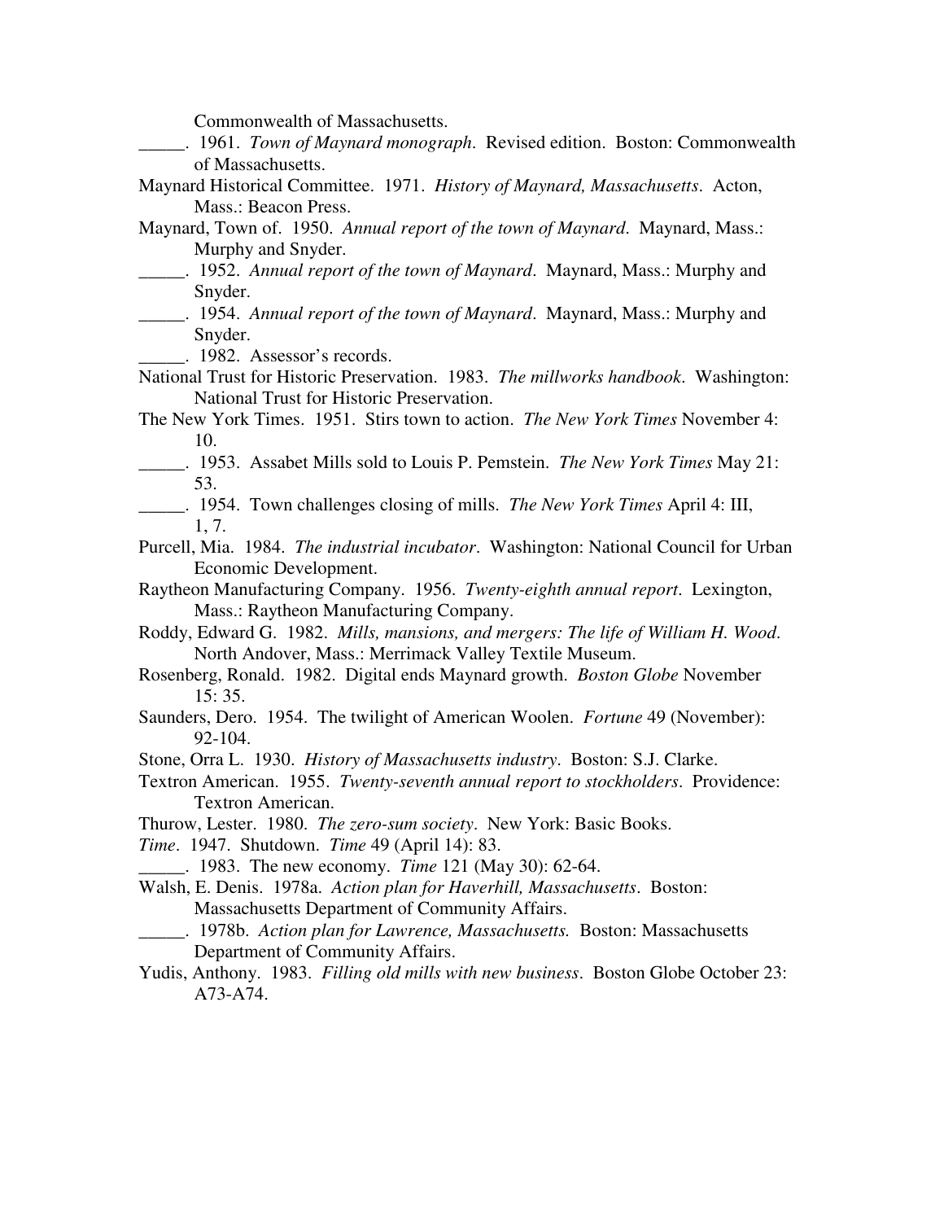Commonwealth of Massachusetts.

_____. 1961. *Town of Maynard monograph*. Revised edition. Boston: Commonwealth of Massachusetts.

Maynard Historical Committee. 1971. *History of Maynard, Massachusetts*. Acton, Mass.: Beacon Press.

Maynard, Town of. 1950. *Annual report of the town of Maynard*. Maynard, Mass.: Murphy and Snyder.

_____. 1952. *Annual report of the town of Maynard*. Maynard, Mass.: Murphy and Snyder.

_____. 1954. *Annual report of the town of Maynard*. Maynard, Mass.: Murphy and Snyder.

_____. 1982. Assessor's records.

National Trust for Historic Preservation. 1983. *The millworks handbook*. Washington: National Trust for Historic Preservation.

The New York Times. 1951. Stirs town to action. *The New York Times* November 4: 10.

_____. 1953. Assabet Mills sold to Louis P. Pemstein. *The New York Times* May 21: 53.

_____. 1954. Town challenges closing of mills. *The New York Times* April 4: III, 1, 7.

Purcell, Mia. 1984. *The industrial incubator*. Washington: National Council for Urban Economic Development.

Raytheon Manufacturing Company. 1956. *Twenty-eighth annual report*. Lexington, Mass.: Raytheon Manufacturing Company.

Roddy, Edward G. 1982. *Mills, mansions, and mergers: The life of William H. Wood*. North Andover, Mass.: Merrimack Valley Textile Museum.

Rosenberg, Ronald. 1982. Digital ends Maynard growth. *Boston Globe* November 15: 35.

Saunders, Dero. 1954. The twilight of American Woolen. *Fortune* 49 (November): 92-104.

Stone, Orra L. 1930. *History of Massachusetts industry*. Boston: S.J. Clarke.

Textron American. 1955. *Twenty-seventh annual report to stockholders*. Providence: Textron American.

Thurow, Lester. 1980. *The zero-sum society*. New York: Basic Books.

*Time*. 1947. Shutdown. *Time* 49 (April 14): 83.

_____. 1983. The new economy. *Time* 121 (May 30): 62-64.

Walsh, E. Denis. 1978a. *Action plan for Haverhill, Massachusetts*. Boston: Massachusetts Department of Community Affairs.

_____. 1978b. *Action plan for Lawrence, Massachusetts.* Boston: Massachusetts Department of Community Affairs.

Yudis, Anthony. 1983. *Filling old mills with new business*. Boston Globe October 23: A73-A74.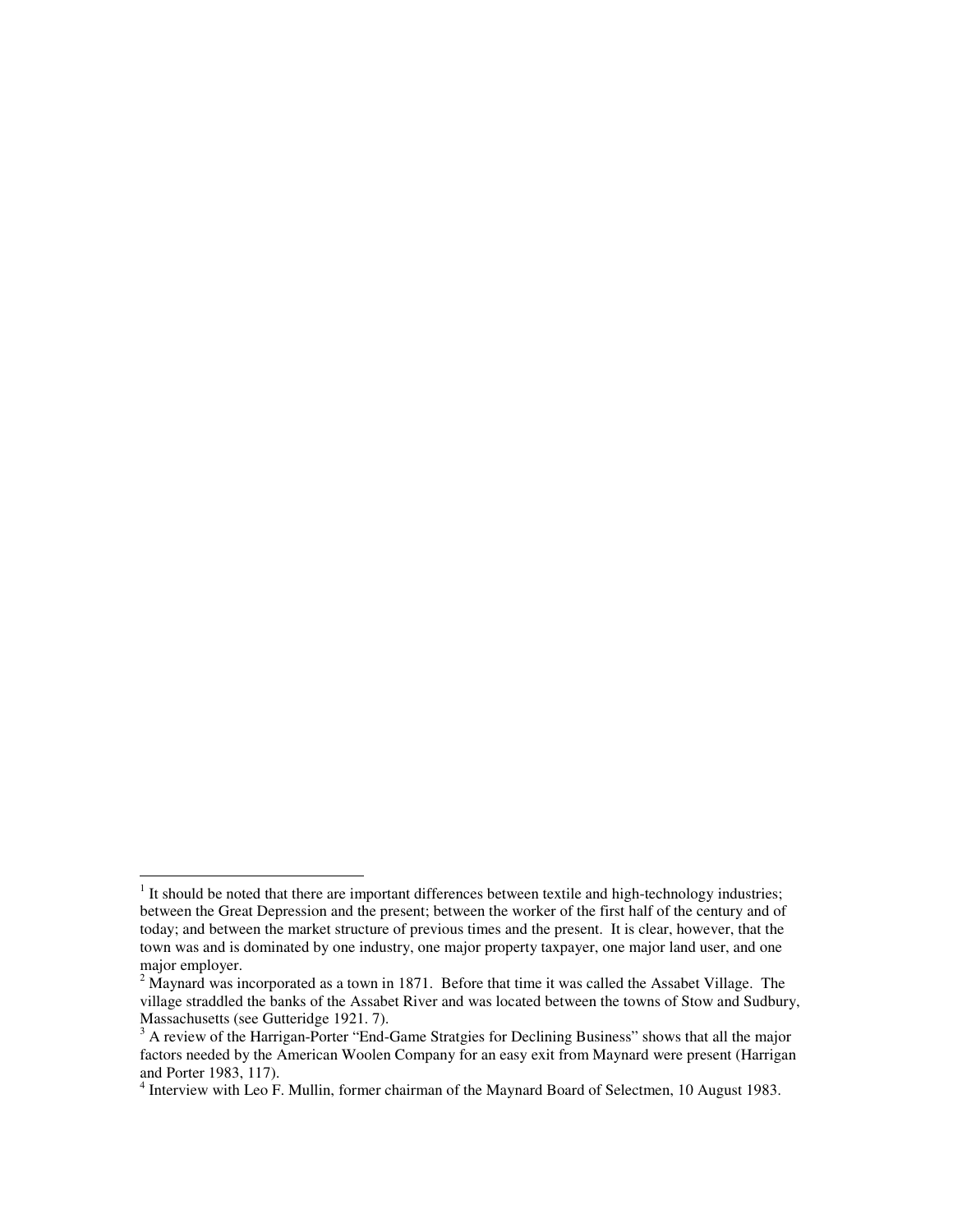[1] It should be noted that there are important differences between textile and high-technology industries; between the Great Depression and the present; between the worker of the first half of the century and of today; and between the market structure of previous times and the present. It is clear, however, that the town was and is dominated by one industry, one major property taxpayer, one major land user, and one major employer.

[2] Maynard was incorporated as a town in 1871. Before that time it was called the Assabet Village. The village straddled the banks of the Assabet River and was located between the towns of Stow and Sudbury, Massachusetts (see Gutteridge 1921. 7).

[3] A review of the Harrigan-Porter "End-Game Stratgies for Declining Business" shows that all the major factors needed by the American Woolen Company for an easy exit from Maynard were present (Harrigan and Porter 1983, 117).

[4] Interview with Leo F. Mullin, former chairman of the Maynard Board of Selectmen, 10 August 1983.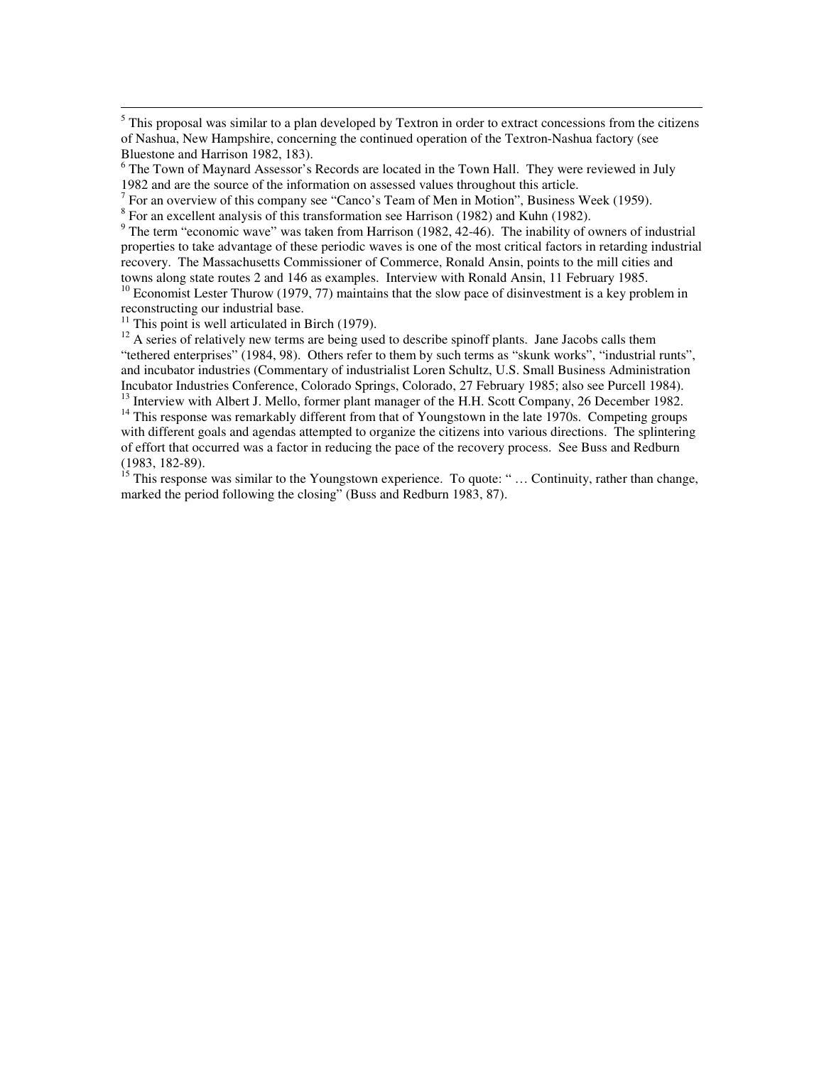[5] This proposal was similar to a plan developed by Textron in order to extract concessions from the citizens of Nashua, New Hampshire, concerning the continued operation of the Textron-Nashua factory (see Bluestone and Harrison 1982, 183).

[6] The Town of Maynard Assessor's Records are located in the Town Hall. They were reviewed in July 1982 and are the source of the information on assessed values throughout this article.

[7] For an overview of this company see "Canco's Team of Men in Motion", Business Week (1959).

[8] For an excellent analysis of this transformation see Harrison (1982) and Kuhn (1982).

[9] The term "economic wave" was taken from Harrison (1982, 42-46). The inability of owners of industrial properties to take advantage of these periodic waves is one of the most critical factors in retarding industrial recovery. The Massachusetts Commissioner of Commerce, Ronald Ansin, points to the mill cities and towns along state routes 2 and 146 as examples. Interview with Ronald Ansin, 11 February 1985.

[10] Economist Lester Thurow (1979, 77) maintains that the slow pace of disinvestment is a key problem in reconstructing our industrial base.

[11] This point is well articulated in Birch (1979).

[12] A series of relatively new terms are being used to describe spinoff plants. Jane Jacobs calls them "tethered enterprises" (1984, 98). Others refer to them by such terms as "skunk works", "industrial runts", and incubator industries (Commentary of industrialist Loren Schultz, U.S. Small Business Administration Incubator Industries Conference, Colorado Springs, Colorado, 27 February 1985; also see Purcell 1984).

[13] Interview with Albert J. Mello, former plant manager of the H.H. Scott Company, 26 December 1982.

[14] This response was remarkably different from that of Youngstown in the late 1970s. Competing groups with different goals and agendas attempted to organize the citizens into various directions. The splintering of effort that occurred was a factor in reducing the pace of the recovery process. See Buss and Redburn (1983, 182-89).

[15] This response was similar to the Youngstown experience. To quote: " … Continuity, rather than change, marked the period following the closing" (Buss and Redburn 1983, 87).